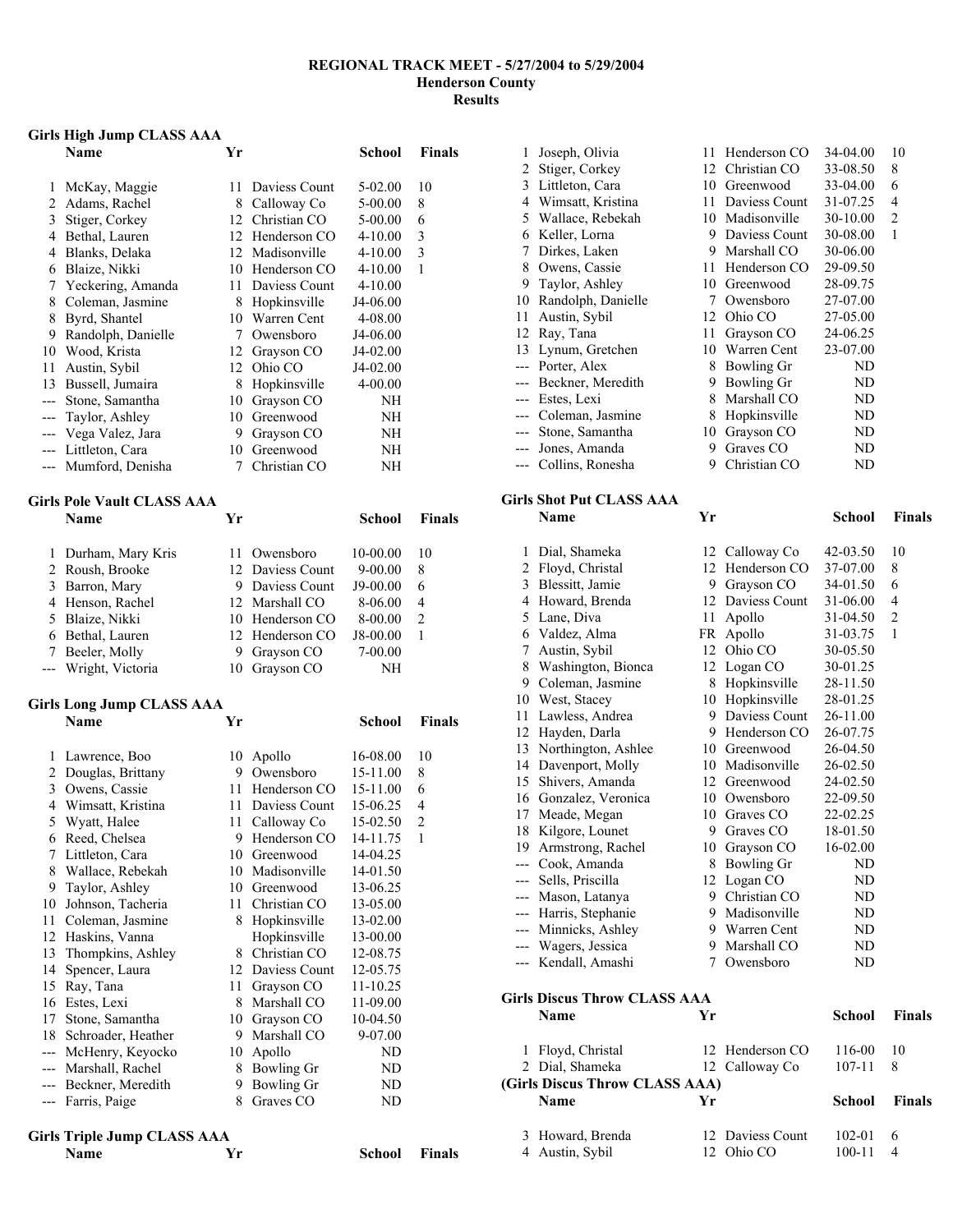**REGIONAL TRACK MEET - 5/27/2004 to 5/29/2004**
**Henderson County**
**Results**

### Girls High Jump CLASS AAA

| | Name | Yr | School | Finals | |
|---|---|---|---|---|---|
| 1 | McKay, Maggie | 11 | Daviess Count | 5-02.00 | 10 |
| 2 | Adams, Rachel | 8 | Calloway Co | 5-00.00 | 8 |
| 3 | Stiger, Corkey | 12 | Christian CO | 5-00.00 | 6 |
| 4 | Bethal, Lauren | 12 | Henderson CO | 4-10.00 | 3 |
| 4 | Blanks, Delaka | 12 | Madisonville | 4-10.00 | 3 |
| 6 | Blaize, Nikki | 10 | Henderson CO | 4-10.00 | 1 |
| 7 | Yeckering, Amanda | 11 | Daviess Count | 4-10.00 | |
| 8 | Coleman, Jasmine | 8 | Hopkinsville | J4-06.00 | |
| 8 | Byrd, Shantel | 10 | Warren Cent | 4-08.00 | |
| 9 | Randolph, Danielle | 7 | Owensboro | J4-06.00 | |
| 10 | Wood, Krista | 12 | Grayson CO | J4-02.00 | |
| 11 | Austin, Sybil | 12 | Ohio CO | J4-02.00 | |
| 13 | Bussell, Jumaira | 8 | Hopkinsville | 4-00.00 | |
| --- | Stone, Samantha | 10 | Grayson CO | NH | |
| --- | Taylor, Ashley | 10 | Greenwood | NH | |
| --- | Vega Valez, Jara | 9 | Grayson CO | NH | |
| --- | Littleton, Cara | 10 | Greenwood | NH | |
| --- | Mumford, Denisha | 7 | Christian CO | NH | |

### Girls Pole Vault CLASS AAA

| | Name | Yr | School | Finals | |
|---|---|---|---|---|---|
| 1 | Durham, Mary Kris | 11 | Owensboro | 10-00.00 | 10 |
| 2 | Roush, Brooke | 12 | Daviess Count | 9-00.00 | 8 |
| 3 | Barron, Mary | 9 | Daviess Count | J9-00.00 | 6 |
| 4 | Henson, Rachel | 12 | Marshall CO | 8-06.00 | 4 |
| 5 | Blaize, Nikki | 10 | Henderson CO | 8-00.00 | 2 |
| 6 | Bethal, Lauren | 12 | Henderson CO | J8-00.00 | 1 |
| 7 | Beeler, Molly | 9 | Grayson CO | 7-00.00 | |
| --- | Wright, Victoria | 10 | Grayson CO | NH | |

### Girls Long Jump CLASS AAA

| | Name | Yr | School | Finals | |
|---|---|---|---|---|---|
| 1 | Lawrence, Boo | 10 | Apollo | 16-08.00 | 10 |
| 2 | Douglas, Brittany | 9 | Owensboro | 15-11.00 | 8 |
| 3 | Owens, Cassie | 11 | Henderson CO | 15-11.00 | 6 |
| 4 | Wimsatt, Kristina | 11 | Daviess Count | 15-06.25 | 4 |
| 5 | Wyatt, Halee | 11 | Calloway Co | 15-02.50 | 2 |
| 6 | Reed, Chelsea | 9 | Henderson CO | 14-11.75 | 1 |
| 7 | Littleton, Cara | 10 | Greenwood | 14-04.25 | |
| 8 | Wallace, Rebekah | 10 | Madisonville | 14-01.50 | |
| 9 | Taylor, Ashley | 10 | Greenwood | 13-06.25 | |
| 10 | Johnson, Tacheria | 11 | Christian CO | 13-05.00 | |
| 11 | Coleman, Jasmine | 8 | Hopkinsville | 13-02.00 | |
| 12 | Haskins, Vanna | | Hopkinsville | 13-00.00 | |
| 13 | Thompkins, Ashley | 8 | Christian CO | 12-08.75 | |
| 14 | Spencer, Laura | 12 | Daviess Count | 12-05.75 | |
| 15 | Ray, Tana | 11 | Grayson CO | 11-10.25 | |
| 16 | Estes, Lexi | 8 | Marshall CO | 11-09.00 | |
| 17 | Stone, Samantha | 10 | Grayson CO | 10-04.50 | |
| 18 | Schroader, Heather | 9 | Marshall CO | 9-07.00 | |
| --- | McHenry, Keyocko | 10 | Apollo | ND | |
| --- | Marshall, Rachel | 8 | Bowling Gr | ND | |
| --- | Beckner, Meredith | 9 | Bowling Gr | ND | |
| --- | Farris, Paige | 8 | Graves CO | ND | |

### Girls Triple Jump CLASS AAA

| | Name | Yr | School | Finals | |
|---|---|---|---|---|---|
| 1 | Joseph, Olivia | 11 | Henderson CO | 34-04.00 | 10 |
| 2 | Stiger, Corkey | 12 | Christian CO | 33-08.50 | 8 |
| 3 | Littleton, Cara | 10 | Greenwood | 33-04.00 | 6 |
| 4 | Wimsatt, Kristina | 11 | Daviess Count | 31-07.25 | 4 |
| 5 | Wallace, Rebekah | 10 | Madisonville | 30-10.00 | 2 |
| 6 | Keller, Lorna | 9 | Daviess Count | 30-08.00 | 1 |
| 7 | Dirkes, Laken | 9 | Marshall CO | 30-06.00 | |
| 8 | Owens, Cassie | 11 | Henderson CO | 29-09.50 | |
| 9 | Taylor, Ashley | 10 | Greenwood | 28-09.75 | |
| 10 | Randolph, Danielle | 7 | Owensboro | 27-07.00 | |
| 11 | Austin, Sybil | 12 | Ohio CO | 27-05.00 | |
| 12 | Ray, Tana | 11 | Grayson CO | 24-06.25 | |
| 13 | Lynum, Gretchen | 10 | Warren Cent | 23-07.00 | |
| --- | Porter, Alex | 8 | Bowling Gr | ND | |
| --- | Beckner, Meredith | 9 | Bowling Gr | ND | |
| --- | Estes, Lexi | 8 | Marshall CO | ND | |
| --- | Coleman, Jasmine | 8 | Hopkinsville | ND | |
| --- | Stone, Samantha | 10 | Grayson CO | ND | |
| --- | Jones, Amanda | 9 | Graves CO | ND | |
| --- | Collins, Ronesha | 9 | Christian CO | ND | |

### Girls Shot Put CLASS AAA

| | Name | Yr | School | Finals | |
|---|---|---|---|---|---|
| 1 | Dial, Shameka | 12 | Calloway Co | 42-03.50 | 10 |
| 2 | Floyd, Christal | 12 | Henderson CO | 37-07.00 | 8 |
| 3 | Blessitt, Jamie | 9 | Grayson CO | 34-01.50 | 6 |
| 4 | Howard, Brenda | 12 | Daviess Count | 31-06.00 | 4 |
| 5 | Lane, Diva | 11 | Apollo | 31-04.50 | 2 |
| 6 | Valdez, Alma | FR | Apollo | 31-03.75 | 1 |
| 7 | Austin, Sybil | 12 | Ohio CO | 30-05.50 | |
| 8 | Washington, Bionca | 12 | Logan CO | 30-01.25 | |
| 9 | Coleman, Jasmine | 8 | Hopkinsville | 28-11.50 | |
| 10 | West, Stacey | 10 | Hopkinsville | 28-01.25 | |
| 11 | Lawless, Andrea | 9 | Daviess Count | 26-11.00 | |
| 12 | Hayden, Darla | 9 | Henderson CO | 26-07.75 | |
| 13 | Northington, Ashlee | 10 | Greenwood | 26-04.50 | |
| 14 | Davenport, Molly | 10 | Madisonville | 26-02.50 | |
| 15 | Shivers, Amanda | 12 | Greenwood | 24-02.50 | |
| 16 | Gonzalez, Veronica | 10 | Owensboro | 22-09.50 | |
| 17 | Meade, Megan | 10 | Graves CO | 22-02.25 | |
| 18 | Kilgore, Lounet | 9 | Graves CO | 18-01.50 | |
| 19 | Armstrong, Rachel | 10 | Grayson CO | 16-02.00 | |
| --- | Cook, Amanda | 8 | Bowling Gr | ND | |
| --- | Sells, Priscilla | 12 | Logan CO | ND | |
| --- | Mason, Latanya | 9 | Christian CO | ND | |
| --- | Harris, Stephanie | 9 | Madisonville | ND | |
| --- | Minnicks, Ashley | 9 | Warren Cent | ND | |
| --- | Wagers, Jessica | 9 | Marshall CO | ND | |
| --- | Kendall, Amashi | 7 | Owensboro | ND | |

### Girls Discus Throw CLASS AAA

| | Name | Yr | School | Finals | |
|---|---|---|---|---|---|
| 1 | Floyd, Christal | 12 | Henderson CO | 116-00 | 10 |
| 2 | Dial, Shameka | 12 | Calloway Co | 107-11 | 8 |
| 3 | Howard, Brenda | 12 | Daviess Count | 102-01 | 6 |
| 4 | Austin, Sybil | 12 | Ohio CO | 100-11 | 4 |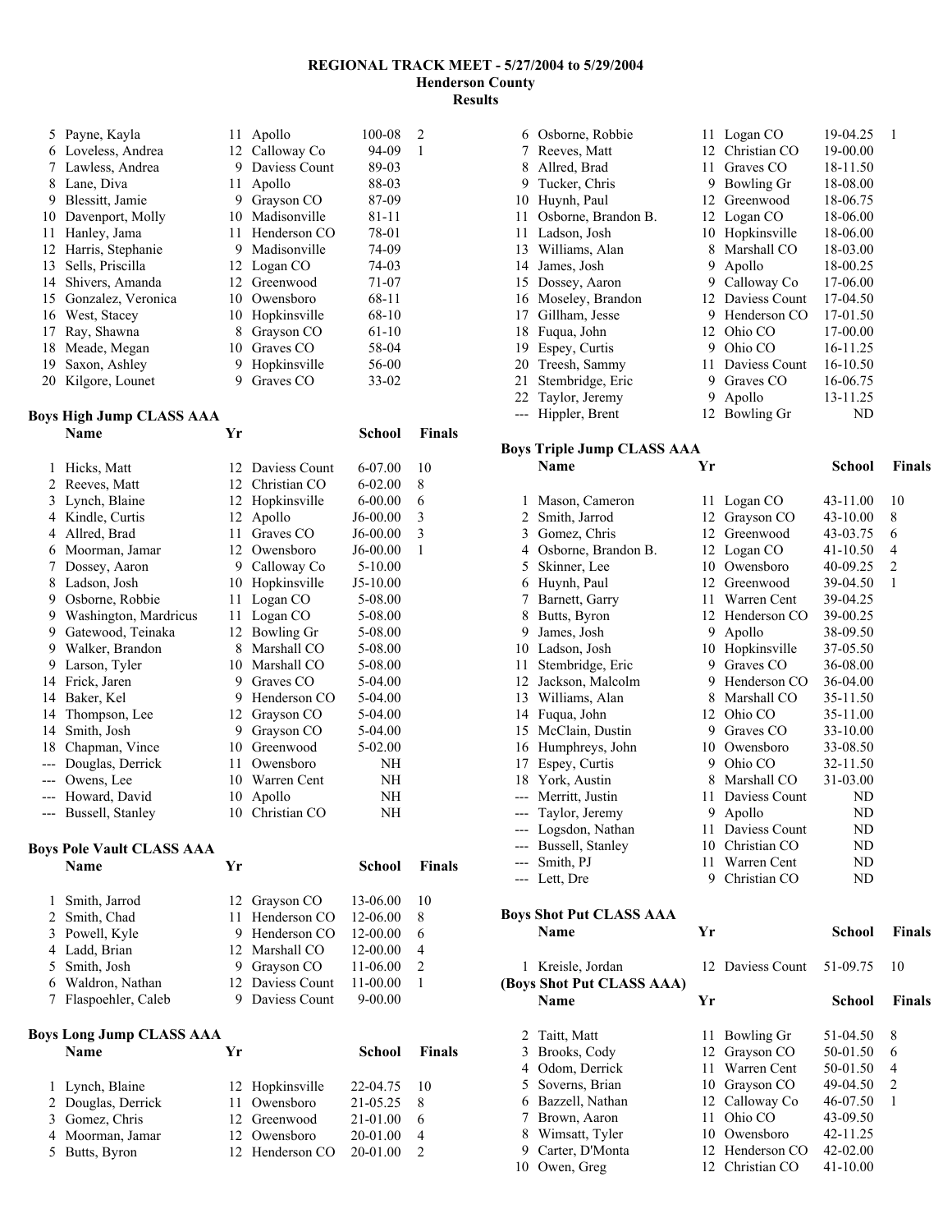# REGIONAL TRACK MEET - 5/27/2004 to 5/29/2004
## Henderson County
## Results

| Place | Name | Yr | School | Mark | Points |
|---|---|---|---|---|---|
| 5 | Payne, Kayla | 11 | Apollo | 100-08 | 2 |
| 6 | Loveless, Andrea | 12 | Calloway Co | 94-09 | 1 |
| 7 | Lawless, Andrea | 9 | Daviess Count | 89-03 | |
| 8 | Lane, Diva | 11 | Apollo | 88-03 | |
| 9 | Blessitt, Jamie | 9 | Grayson CO | 87-09 | |
| 10 | Davenport, Molly | 10 | Madisonville | 81-11 | |
| 11 | Hanley, Jama | 11 | Henderson CO | 78-01 | |
| 12 | Harris, Stephanie | 9 | Madisonville | 74-09 | |
| 13 | Sells, Priscilla | 12 | Logan CO | 74-03 | |
| 14 | Shivers, Amanda | 12 | Greenwood | 71-07 | |
| 15 | Gonzalez, Veronica | 10 | Owensboro | 68-11 | |
| 16 | West, Stacey | 10 | Hopkinsville | 68-10 | |
| 17 | Ray, Shawna | 8 | Grayson CO | 61-10 | |
| 18 | Meade, Megan | 10 | Graves CO | 58-04 | |
| 19 | Saxon, Ashley | 9 | Hopkinsville | 56-00 | |
| 20 | Kilgore, Lounet | 9 | Graves CO | 33-02 | |

### Boys High Jump CLASS AAA

| Place | Name | Yr | School | Finals | Points |
|---|---|---|---|---|---|
| 1 | Hicks, Matt | 12 | Daviess Count | 6-07.00 | 10 |
| 2 | Reeves, Matt | 12 | Christian CO | 6-02.00 | 8 |
| 3 | Lynch, Blaine | 12 | Hopkinsville | 6-00.00 | 6 |
| 4 | Kindle, Curtis | 12 | Apollo | J6-00.00 | 3 |
| 4 | Allred, Brad | 11 | Graves CO | J6-00.00 | 3 |
| 6 | Moorman, Jamar | 12 | Owensboro | J6-00.00 | 1 |
| 7 | Dossey, Aaron | 9 | Calloway Co | 5-10.00 | |
| 8 | Ladson, Josh | 10 | Hopkinsville | J5-10.00 | |
| 9 | Osborne, Robbie | 11 | Logan CO | 5-08.00 | |
| 9 | Washington, Mardricus | 11 | Logan CO | 5-08.00 | |
| 9 | Gatewood, Teinaka | 12 | Bowling Gr | 5-08.00 | |
| 9 | Walker, Brandon | 8 | Marshall CO | 5-08.00 | |
| 9 | Larson, Tyler | 10 | Marshall CO | 5-08.00 | |
| 14 | Frick, Jaren | 9 | Graves CO | 5-04.00 | |
| 14 | Baker, Kel | 9 | Henderson CO | 5-04.00 | |
| 14 | Thompson, Lee | 12 | Grayson CO | 5-04.00 | |
| 14 | Smith, Josh | 9 | Grayson CO | 5-04.00 | |
| 18 | Chapman, Vince | 10 | Greenwood | 5-02.00 | |
| --- | Douglas, Derrick | 11 | Owensboro | NH | |
| --- | Owens, Lee | 10 | Warren Cent | NH | |
| --- | Howard, David | 10 | Apollo | NH | |
| --- | Bussell, Stanley | 10 | Christian CO | NH | |

### Boys Pole Vault CLASS AAA

| Place | Name | Yr | School | Finals | Points |
|---|---|---|---|---|---|
| 1 | Smith, Jarrod | 12 | Grayson CO | 13-06.00 | 10 |
| 2 | Smith, Chad | 11 | Henderson CO | 12-06.00 | 8 |
| 3 | Powell, Kyle | 9 | Henderson CO | 12-00.00 | 6 |
| 4 | Ladd, Brian | 12 | Marshall CO | 12-00.00 | 4 |
| 5 | Smith, Josh | 9 | Grayson CO | 11-06.00 | 2 |
| 6 | Waldron, Nathan | 12 | Daviess Count | 11-00.00 | 1 |
| 7 | Flaspoehler, Caleb | 9 | Daviess Count | 9-00.00 | |

### Boys Long Jump CLASS AAA

| Place | Name | Yr | School | Finals | Points |
|---|---|---|---|---|---|
| 1 | Lynch, Blaine | 12 | Hopkinsville | 22-04.75 | 10 |
| 2 | Douglas, Derrick | 11 | Owensboro | 21-05.25 | 8 |
| 3 | Gomez, Chris | 12 | Greenwood | 21-01.00 | 6 |
| 4 | Moorman, Jamar | 12 | Owensboro | 20-01.00 | 4 |
| 5 | Butts, Byron | 12 | Henderson CO | 20-01.00 | 2 |
| 6 | Osborne, Robbie | 11 | Logan CO | 19-04.25 | 1 |
| 7 | Reeves, Matt | 12 | Christian CO | 19-00.00 | |
| 8 | Allred, Brad | 11 | Graves CO | 18-11.50 | |
| 9 | Tucker, Chris | 9 | Bowling Gr | 18-08.00 | |
| 10 | Huynh, Paul | 12 | Greenwood | 18-06.75 | |
| 11 | Osborne, Brandon B. | 12 | Logan CO | 18-06.00 | |
| 11 | Ladson, Josh | 10 | Hopkinsville | 18-06.00 | |
| 13 | Williams, Alan | 8 | Marshall CO | 18-03.00 | |
| 14 | James, Josh | 9 | Apollo | 18-00.25 | |
| 15 | Dossey, Aaron | 9 | Calloway Co | 17-06.00 | |
| 16 | Moseley, Brandon | 12 | Daviess Count | 17-04.50 | |
| 17 | Gillham, Jesse | 9 | Henderson CO | 17-01.50 | |
| 18 | Fuqua, John | 12 | Ohio CO | 17-00.00 | |
| 19 | Espey, Curtis | 9 | Ohio CO | 16-11.25 | |
| 20 | Treesh, Sammy | 11 | Daviess Count | 16-10.50 | |
| 21 | Stembridge, Eric | 9 | Graves CO | 16-06.75 | |
| 22 | Taylor, Jeremy | 9 | Apollo | 13-11.25 | |
| --- | Hippler, Brent | 12 | Bowling Gr | ND | |

### Boys Triple Jump CLASS AAA

| Place | Name | Yr | School | Finals | Points |
|---|---|---|---|---|---|
| 1 | Mason, Cameron | 11 | Logan CO | 43-11.00 | 10 |
| 2 | Smith, Jarrod | 12 | Grayson CO | 43-10.00 | 8 |
| 3 | Gomez, Chris | 12 | Greenwood | 43-03.75 | 6 |
| 4 | Osborne, Brandon B. | 12 | Logan CO | 41-10.50 | 4 |
| 5 | Skinner, Lee | 10 | Owensboro | 40-09.25 | 2 |
| 6 | Huynh, Paul | 12 | Greenwood | 39-04.50 | 1 |
| 7 | Barnett, Garry | 11 | Warren Cent | 39-04.25 | |
| 8 | Butts, Byron | 12 | Henderson CO | 39-00.25 | |
| 9 | James, Josh | 9 | Apollo | 38-09.50 | |
| 10 | Ladson, Josh | 10 | Hopkinsville | 37-05.50 | |
| 11 | Stembridge, Eric | 9 | Graves CO | 36-08.00 | |
| 12 | Jackson, Malcolm | 9 | Henderson CO | 36-04.00 | |
| 13 | Williams, Alan | 8 | Marshall CO | 35-11.50 | |
| 14 | Fuqua, John | 12 | Ohio CO | 35-11.00 | |
| 15 | McClain, Dustin | 9 | Graves CO | 33-10.00 | |
| 16 | Humphreys, John | 10 | Owensboro | 33-08.50 | |
| 17 | Espey, Curtis | 9 | Ohio CO | 32-11.50 | |
| 18 | York, Austin | 8 | Marshall CO | 31-03.00 | |
| --- | Merritt, Justin | 11 | Daviess Count | ND | |
| --- | Taylor, Jeremy | 9 | Apollo | ND | |
| --- | Logsdon, Nathan | 11 | Daviess Count | ND | |
| --- | Bussell, Stanley | 10 | Christian CO | ND | |
| --- | Smith, PJ | 11 | Warren Cent | ND | |
| --- | Lett, Dre | 9 | Christian CO | ND | |

### Boys Shot Put CLASS AAA

| Place | Name | Yr | School | Finals | Points |
|---|---|---|---|---|---|
| 1 | Kreisle, Jordan | 12 | Daviess Count | 51-09.75 | 10 |
| 2 | Taitt, Matt | 11 | Bowling Gr | 51-04.50 | 8 |
| 3 | Brooks, Cody | 12 | Grayson CO | 50-01.50 | 6 |
| 4 | Odom, Derrick | 11 | Warren Cent | 50-01.50 | 4 |
| 5 | Soverns, Brian | 10 | Grayson CO | 49-04.50 | 2 |
| 6 | Bazzell, Nathan | 12 | Calloway Co | 46-07.50 | 1 |
| 7 | Brown, Aaron | 11 | Ohio CO | 43-09.50 | |
| 8 | Wimsatt, Tyler | 10 | Owensboro | 42-11.25 | |
| 9 | Carter, D'Monta | 12 | Henderson CO | 42-02.00 | |
| 10 | Owen, Greg | 12 | Christian CO | 41-10.00 | |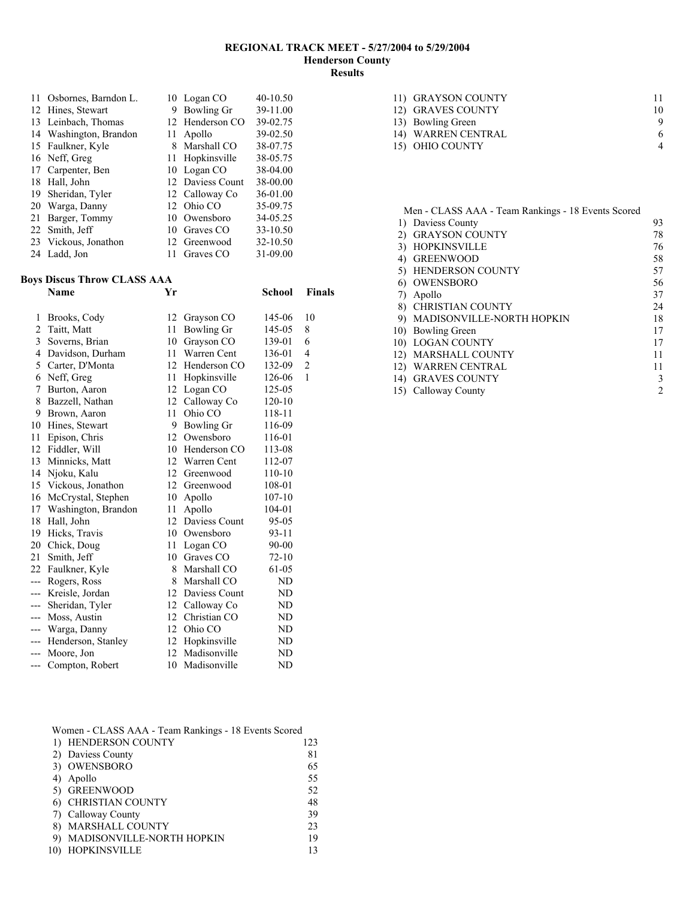# REGIONAL TRACK MEET - 5/27/2004 to 5/29/2004
## Henderson County
## Results

| | | | | |
|---|---|---|---|---|
| 11 | Osbornes, Barndon L. | 10 | Logan CO | 40-10.50 |
| 12 | Hines, Stewart | 9 | Bowling Gr | 39-11.00 |
| 13 | Leinbach, Thomas | 12 | Henderson CO | 39-02.75 |
| 14 | Washington, Brandon | 11 | Apollo | 39-02.50 |
| 15 | Faulkner, Kyle | 8 | Marshall CO | 38-07.75 |
| 16 | Neff, Greg | 11 | Hopkinsville | 38-05.75 |
| 17 | Carpenter, Ben | 10 | Logan CO | 38-04.00 |
| 18 | Hall, John | 12 | Daviess Count | 38-00.00 |
| 19 | Sheridan, Tyler | 12 | Calloway Co | 36-01.00 |
| 20 | Warga, Danny | 12 | Ohio CO | 35-09.75 |
| 21 | Barger, Tommy | 10 | Owensboro | 34-05.25 |
| 22 | Smith, Jeff | 10 | Graves CO | 33-10.50 |
| 23 | Vickous, Jonathon | 12 | Greenwood | 32-10.50 |
| 24 | Ladd, Jon | 11 | Graves CO | 31-09.00 |

### Boys Discus Throw CLASS AAA

| | Name | Yr | | School | Finals |
|---|---|---|---|---|---|
| 1 | Brooks, Cody | 12 | Grayson CO | 145-06 | 10 |
| 2 | Taitt, Matt | 11 | Bowling Gr | 145-05 | 8 |
| 3 | Soverns, Brian | 10 | Grayson CO | 139-01 | 6 |
| 4 | Davidson, Durham | 11 | Warren Cent | 136-01 | 4 |
| 5 | Carter, D'Monta | 12 | Henderson CO | 132-09 | 2 |
| 6 | Neff, Greg | 11 | Hopkinsville | 126-06 | 1 |
| 7 | Burton, Aaron | 12 | Logan CO | 125-05 | |
| 8 | Bazzell, Nathan | 12 | Calloway Co | 120-10 | |
| 9 | Brown, Aaron | 11 | Ohio CO | 118-11 | |
| 10 | Hines, Stewart | 9 | Bowling Gr | 116-09 | |
| 11 | Epison, Chris | 12 | Owensboro | 116-01 | |
| 12 | Fiddler, Will | 10 | Henderson CO | 113-08 | |
| 13 | Minnicks, Matt | 12 | Warren Cent | 112-07 | |
| 14 | Njoku, Kalu | 12 | Greenwood | 110-10 | |
| 15 | Vickous, Jonathon | 12 | Greenwood | 108-01 | |
| 16 | McCrystal, Stephen | 10 | Apollo | 107-10 | |
| 17 | Washington, Brandon | 11 | Apollo | 104-01 | |
| 18 | Hall, John | 12 | Daviess Count | 95-05 | |
| 19 | Hicks, Travis | 10 | Owensboro | 93-11 | |
| 20 | Chick, Doug | 11 | Logan CO | 90-00 | |
| 21 | Smith, Jeff | 10 | Graves CO | 72-10 | |
| 22 | Faulkner, Kyle | 8 | Marshall CO | 61-05 | |
| --- | Rogers, Ross | 8 | Marshall CO | ND | |
| --- | Kreisle, Jordan | 12 | Daviess Count | ND | |
| --- | Sheridan, Tyler | 12 | Calloway Co | ND | |
| --- | Moss, Austin | 12 | Christian CO | ND | |
| --- | Warga, Danny | 12 | Ohio CO | ND | |
| --- | Henderson, Stanley | 12 | Hopkinsville | ND | |
| --- | Moore, Jon | 12 | Madisonville | ND | |
| --- | Compton, Robert | 10 | Madisonville | ND | |

Women - CLASS AAA - Team Rankings - 18 Events Scored

| | | |
|---|---|---|
| 1) | HENDERSON COUNTY | 123 |
| 2) | Daviess County | 81 |
| 3) | OWENSBORO | 65 |
| 4) | Apollo | 55 |
| 5) | GREENWOOD | 52 |
| 6) | CHRISTIAN COUNTY | 48 |
| 7) | Calloway County | 39 |
| 8) | MARSHALL COUNTY | 23 |
| 9) | MADISONVILLE-NORTH HOPKIN | 19 |
| 10) | HOPKINSVILLE | 13 |
| 11) | GRAYSON COUNTY | 11 |
| 12) | GRAVES COUNTY | 10 |
| 13) | Bowling Green | 9 |
| 14) | WARREN CENTRAL | 6 |
| 15) | OHIO COUNTY | 4 |

Men - CLASS AAA - Team Rankings - 18 Events Scored

| | | |
|---|---|---|
| 1) | Daviess County | 93 |
| 2) | GRAYSON COUNTY | 78 |
| 3) | HOPKINSVILLE | 76 |
| 4) | GREENWOOD | 58 |
| 5) | HENDERSON COUNTY | 57 |
| 6) | OWENSBORO | 56 |
| 7) | Apollo | 37 |
| 8) | CHRISTIAN COUNTY | 24 |
| 9) | MADISONVILLE-NORTH HOPKIN | 18 |
| 10) | Bowling Green | 17 |
| 10) | LOGAN COUNTY | 17 |
| 12) | MARSHALL COUNTY | 11 |
| 12) | WARREN CENTRAL | 11 |
| 14) | GRAVES COUNTY | 3 |
| 15) | Calloway County | 2 |